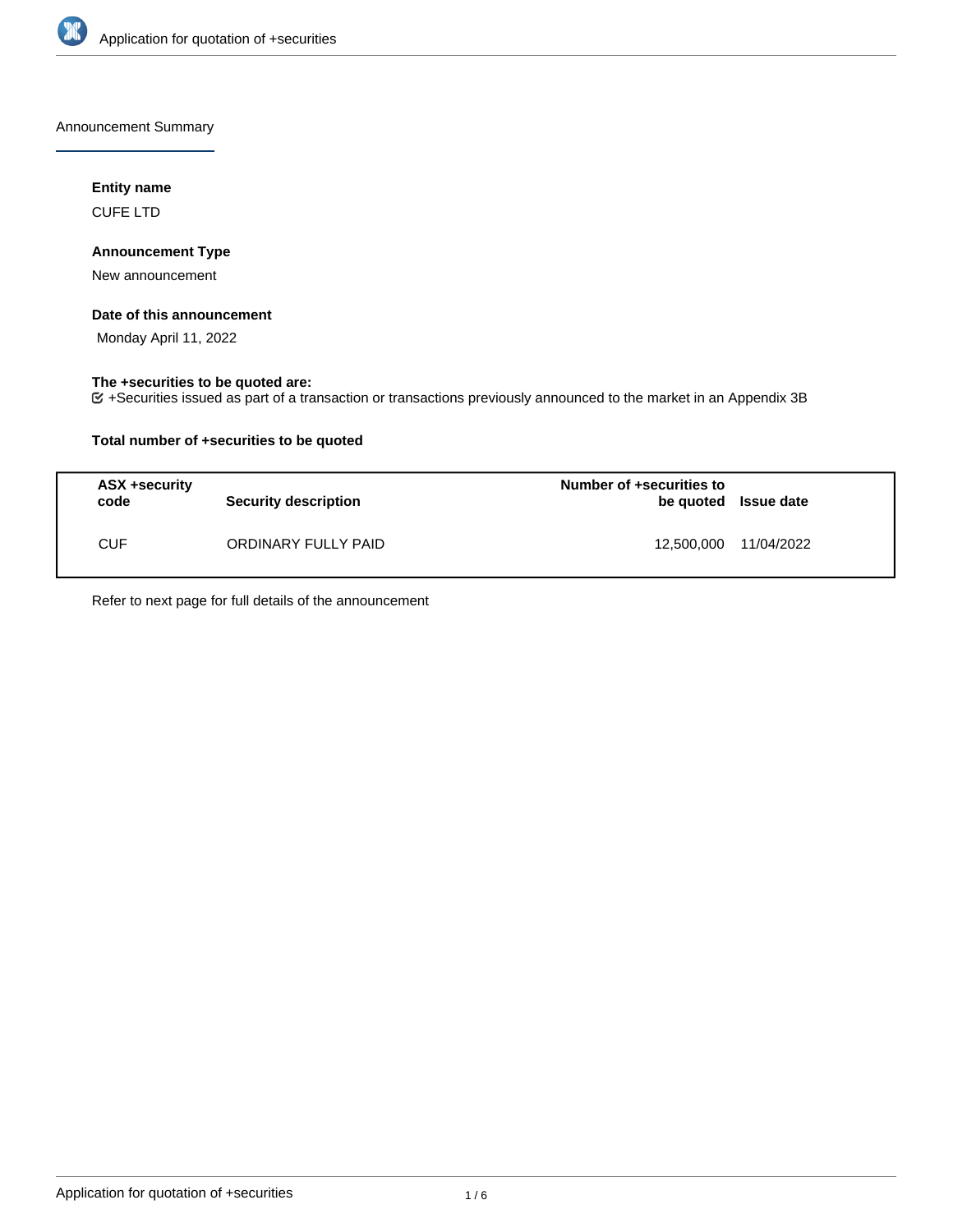Announcement Summary

**Entity name**

CUFE LTD

**Announcement Type**

New announcement

**Date of this announcement**

Monday April 11, 2022

**The +securities to be quoted are:**

☑ +Securities issued as part of a transaction or transactions previously announced to the market in an Appendix 3B

**Total number of +securities to be quoted**

| ASX +security code | Security description | Number of +securities to be quoted | Issue date |
|---|---|---|---|
| CUF | ORDINARY FULLY PAID | 12,500,000 | 11/04/2022 |

Refer to next page for full details of the announcement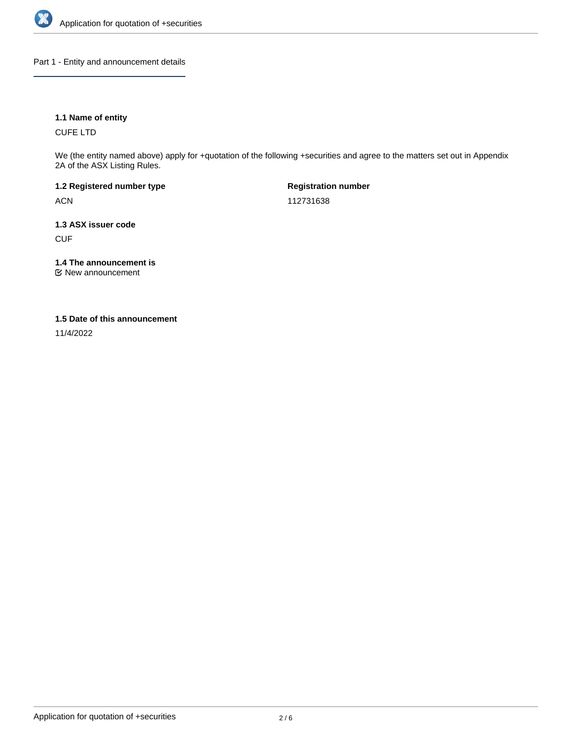## Part 1 - Entity and announcement details

### 1.1 Name of entity

CUFE LTD

We (the entity named above) apply for +quotation of the following +securities and agree to the matters set out in Appendix 2A of the ASX Listing Rules.

**1.2 Registered number type**

ACN

**Registration number**

112731638

### 1.3 ASX issuer code

CUF

### 1.4 The announcement is

☑ New announcement

### 1.5 Date of this announcement

11/4/2022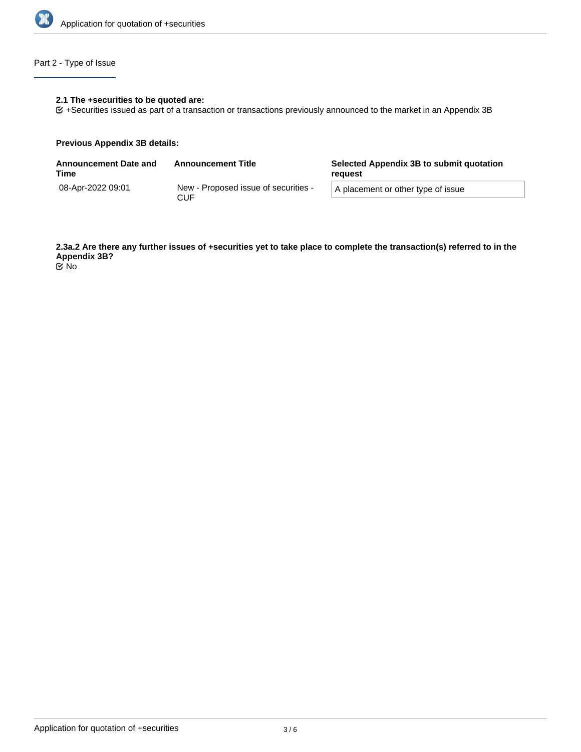## Part 2 - Type of Issue

**2.1 The +securities to be quoted are:**

+Securities issued as part of a transaction or transactions previously announced to the market in an Appendix 3B

**Previous Appendix 3B details:**

| Announcement Date and Time | Announcement Title | Selected Appendix 3B to submit quotation request |
|---|---|---|
| 08-Apr-2022 09:01 | New - Proposed issue of securities - CUF | A placement or other type of issue |

**2.3a.2 Are there any further issues of +securities yet to take place to complete the transaction(s) referred to in the Appendix 3B?**

No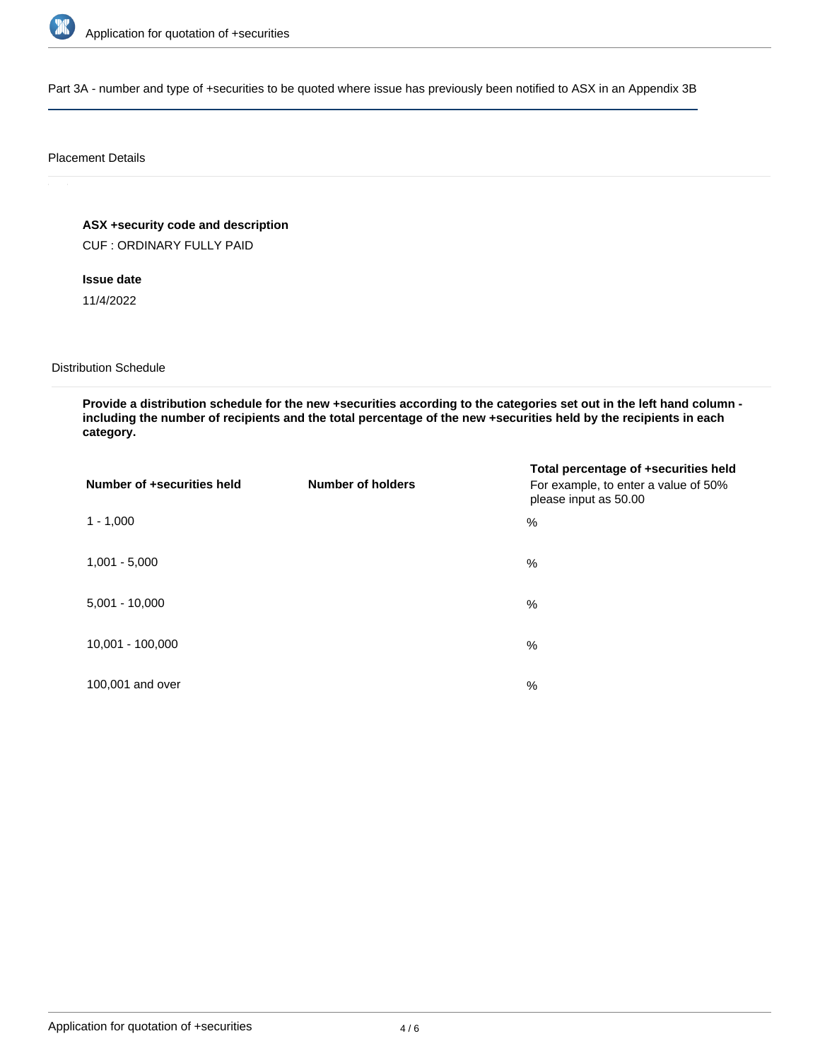## Part 3A - number and type of +securities to be quoted where issue has previously been notified to ASX in an Appendix 3B

### Placement Details

**ASX +security code and description**

CUF : ORDINARY FULLY PAID

**Issue date**

11/4/2022

### Distribution Schedule

**Provide a distribution schedule for the new +securities according to the categories set out in the left hand column - including the number of recipients and the total percentage of the new +securities held by the recipients in each category.**

| Number of +securities held | Number of holders | Total percentage of +securities held For example, to enter a value of 50% please input as 50.00 |
| --- | --- | --- |
| 1 - 1,000 | | % |
| 1,001 - 5,000 | | % |
| 5,001 - 10,000 | | % |
| 10,001 - 100,000 | | % |
| 100,001 and over | | % |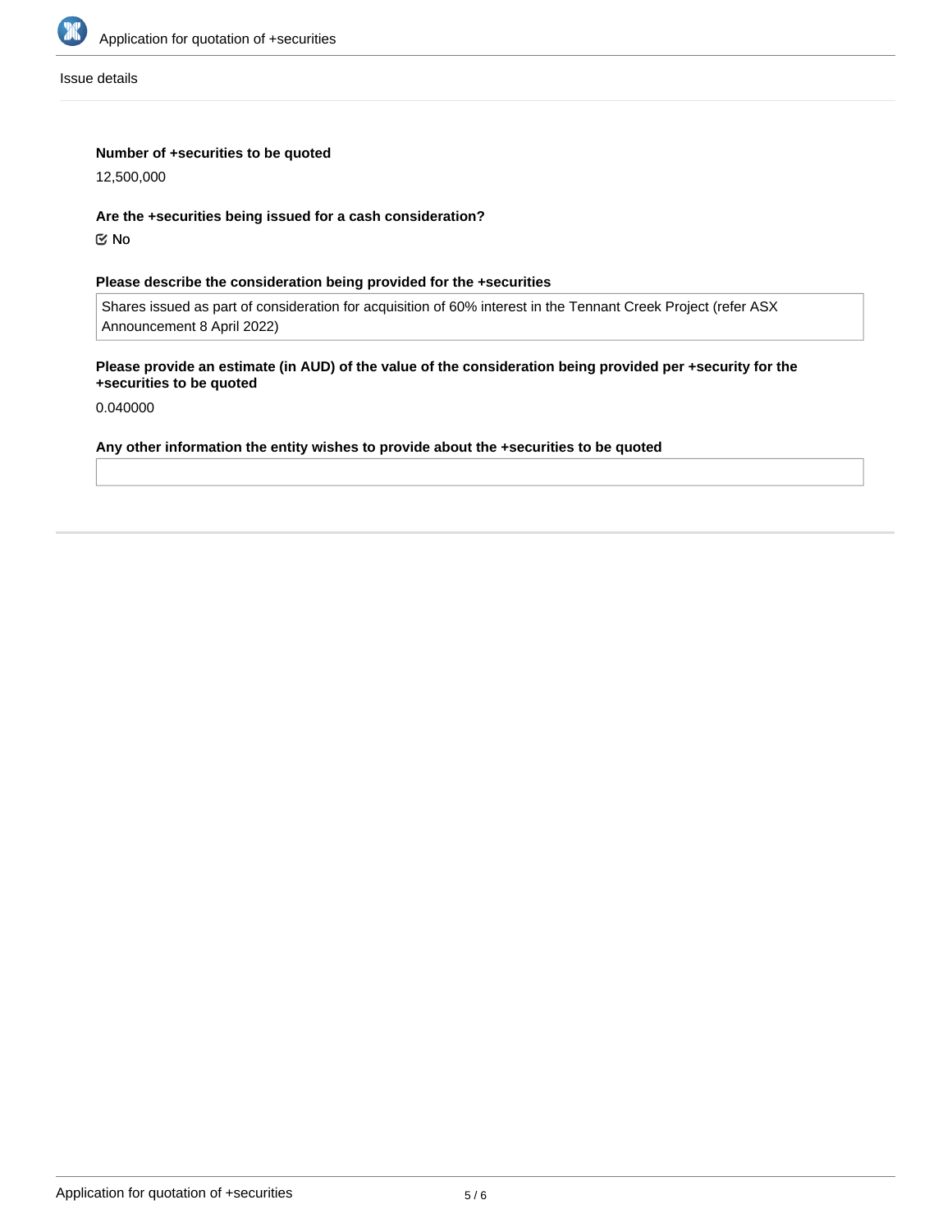Issue details

**Number of +securities to be quoted**

12,500,000

**Are the +securities being issued for a cash consideration?**

☑ No

**Please describe the consideration being provided for the +securities**

Shares issued as part of consideration for acquisition of 60% interest in the Tennant Creek Project (refer ASX Announcement 8 April 2022)

**Please provide an estimate (in AUD) of the value of the consideration being provided per +security for the +securities to be quoted**

0.040000

**Any other information the entity wishes to provide about the +securities to be quoted**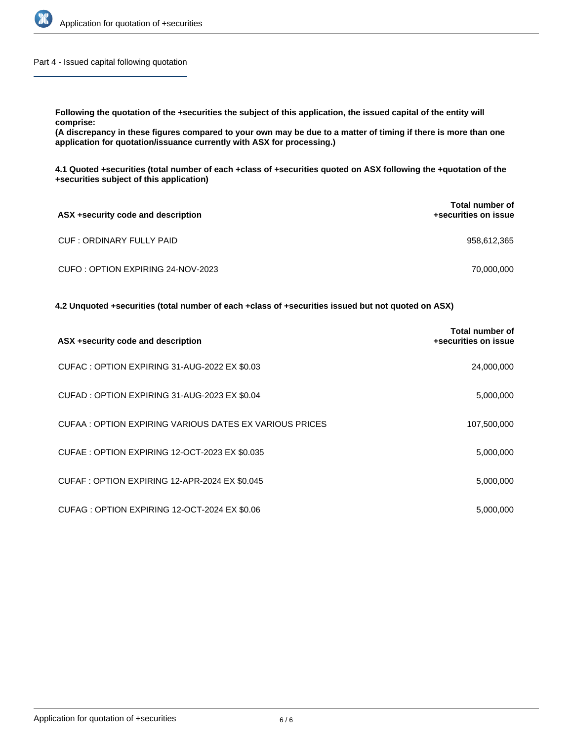## Part 4 - Issued capital following quotation

**Following the quotation of the +securities the subject of this application, the issued capital of the entity will comprise:**
**(A discrepancy in these figures compared to your own may be due to a matter of timing if there is more than one application for quotation/issuance currently with ASX for processing.)**

**4.1 Quoted +securities (total number of each +class of +securities quoted on ASX following the +quotation of the +securities subject of this application)**

| ASX +security code and description | Total number of +securities on issue |
|---|---|
| CUF : ORDINARY FULLY PAID | 958,612,365 |
| CUFO : OPTION EXPIRING 24-NOV-2023 | 70,000,000 |

**4.2 Unquoted +securities (total number of each +class of +securities issued but not quoted on ASX)**

| ASX +security code and description | Total number of +securities on issue |
|---|---|
| CUFAC : OPTION EXPIRING 31-AUG-2022 EX $0.03 | 24,000,000 |
| CUFAD : OPTION EXPIRING 31-AUG-2023 EX $0.04 | 5,000,000 |
| CUFAA : OPTION EXPIRING VARIOUS DATES EX VARIOUS PRICES | 107,500,000 |
| CUFAE : OPTION EXPIRING 12-OCT-2023 EX $0.035 | 5,000,000 |
| CUFAF : OPTION EXPIRING 12-APR-2024 EX $0.045 | 5,000,000 |
| CUFAG : OPTION EXPIRING 12-OCT-2024 EX $0.06 | 5,000,000 |